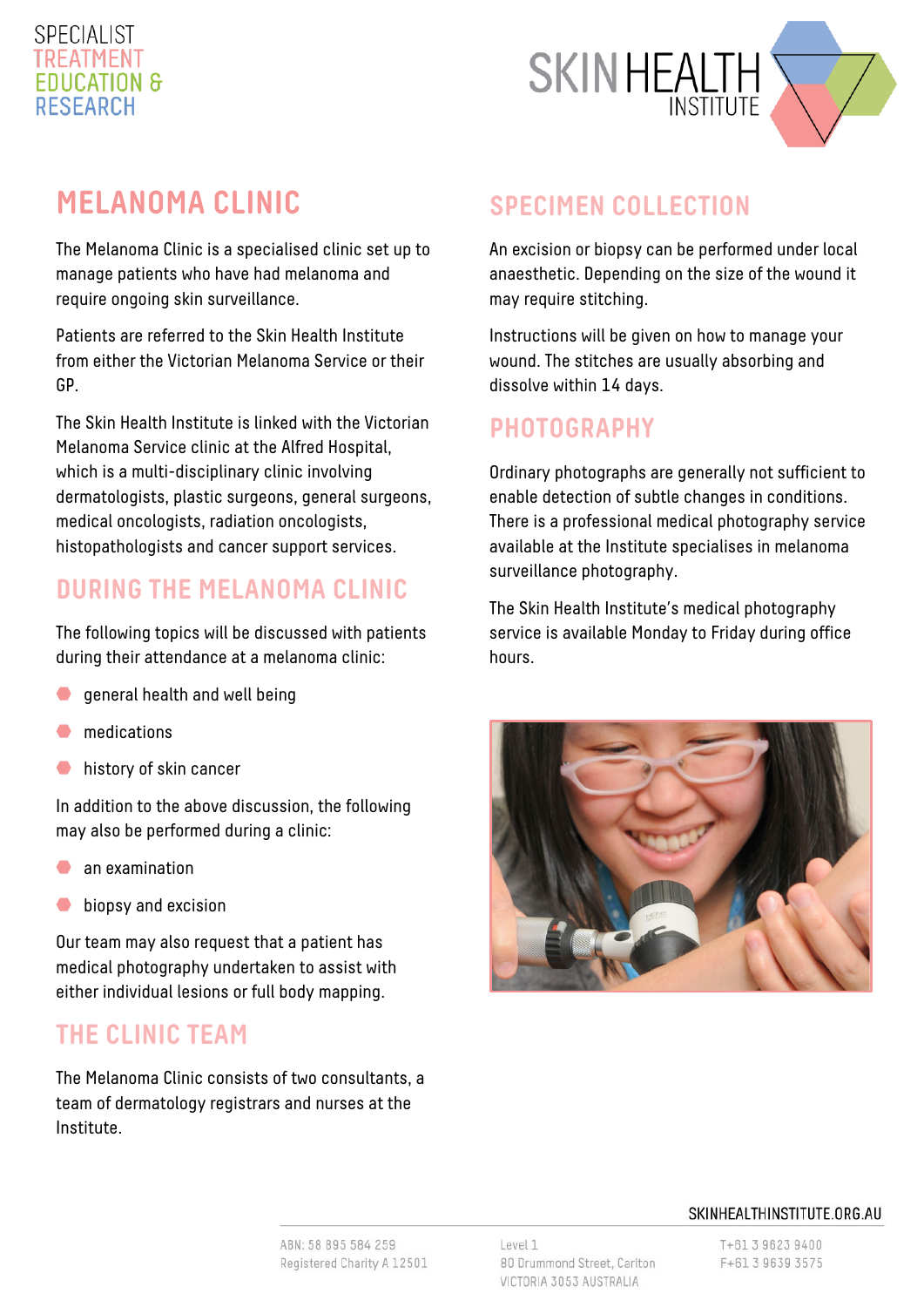SPECIALIST
TREATMENT
EDUCATION &
RESEARCH

SKIN HEALTH INSTITUTE

# MELANOMA CLINIC

The Melanoma Clinic is a specialised clinic set up to manage patients who have had melanoma and require ongoing skin surveillance.

Patients are referred to the Skin Health Institute from either the Victorian Melanoma Service or their GP.

The Skin Health Institute is linked with the Victorian Melanoma Service clinic at the Alfred Hospital, which is a multi-disciplinary clinic involving dermatologists, plastic surgeons, general surgeons, medical oncologists, radiation oncologists, histopathologists and cancer support services.

## DURING THE MELANOMA CLINIC

The following topics will be discussed with patients during their attendance at a melanoma clinic:

- general health and well being
- medications
- history of skin cancer

In addition to the above discussion, the following may also be performed during a clinic:

- an examination
- biopsy and excision

Our team may also request that a patient has medical photography undertaken to assist with either individual lesions or full body mapping.

## THE CLINIC TEAM

The Melanoma Clinic consists of two consultants, a team of dermatology registrars and nurses at the Institute.

## SPECIMEN COLLECTION

An excision or biopsy can be performed under local anaesthetic. Depending on the size of the wound it may require stitching.

Instructions will be given on how to manage your wound. The stitches are usually absorbing and dissolve within 14 days.

## PHOTOGRAPHY

Ordinary photographs are generally not sufficient to enable detection of subtle changes in conditions. There is a professional medical photography service available at the Institute specialises in melanoma surveillance photography.

The Skin Health Institute's medical photography service is available Monday to Friday during office hours.

SKINHEALTHINSTITUTE.ORG.AU

ABN: 58 895 584 259
Registered Charity A 12501

Level 1
80 Drummond Street, Carlton
VICTORIA 3053 AUSTRALIA

T+61 3 9623 9400
F+61 3 9639 3575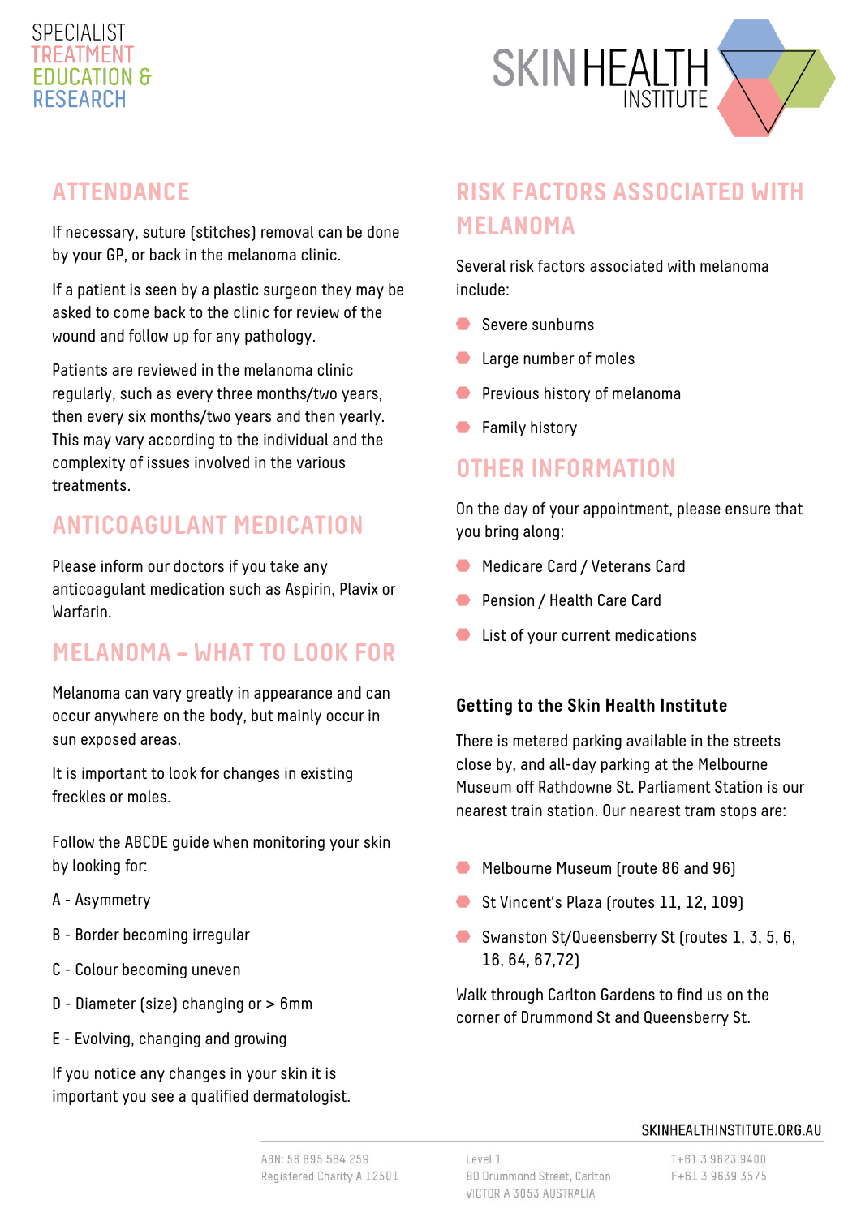SPECIALIST
TREATMENT
EDUCATION &
RESEARCH

SKIN HEALTH INSTITUTE

## ATTENDANCE

If necessary, suture (stitches) removal can be done by your GP, or back in the melanoma clinic.

If a patient is seen by a plastic surgeon they may be asked to come back to the clinic for review of the wound and follow up for any pathology.

Patients are reviewed in the melanoma clinic regularly, such as every three months/two years, then every six months/two years and then yearly. This may vary according to the individual and the complexity of issues involved in the various treatments.

## ANTICOAGULANT MEDICATION

Please inform our doctors if you take any anticoagulant medication such as Aspirin, Plavix or Warfarin.

## MELANOMA – WHAT TO LOOK FOR

Melanoma can vary greatly in appearance and can occur anywhere on the body, but mainly occur in sun exposed areas.

It is important to look for changes in existing freckles or moles.

Follow the ABCDE guide when monitoring your skin by looking for:

A - Asymmetry

B - Border becoming irregular

C - Colour becoming uneven

D - Diameter (size) changing or > 6mm

E - Evolving, changing and growing

If you notice any changes in your skin it is important you see a qualified dermatologist.

## RISK FACTORS ASSOCIATED WITH MELANOMA

Several risk factors associated with melanoma include:

- Severe sunburns
- Large number of moles
- Previous history of melanoma
- Family history

## OTHER INFORMATION

On the day of your appointment, please ensure that you bring along:

- Medicare Card / Veterans Card
- Pension / Health Care Card
- List of your current medications

### Getting to the Skin Health Institute

There is metered parking available in the streets close by, and all-day parking at the Melbourne Museum off Rathdowne St. Parliament Station is our nearest train station. Our nearest tram stops are:

- Melbourne Museum (route 86 and 96)
- St Vincent's Plaza (routes 11, 12, 109)
- Swanston St/Queensberry St (routes 1, 3, 5, 6, 16, 64, 67,72)

Walk through Carlton Gardens to find us on the corner of Drummond St and Queensberry St.

SKINHEALTHINSTITUTE.ORG.AU

ABN: 58 895 584 259
Registered Charity A 12501

Level 1
80 Drummond Street, Carlton
VICTORIA 3053 AUSTRALIA

T+61 3 9623 9400
F+61 3 9639 3575